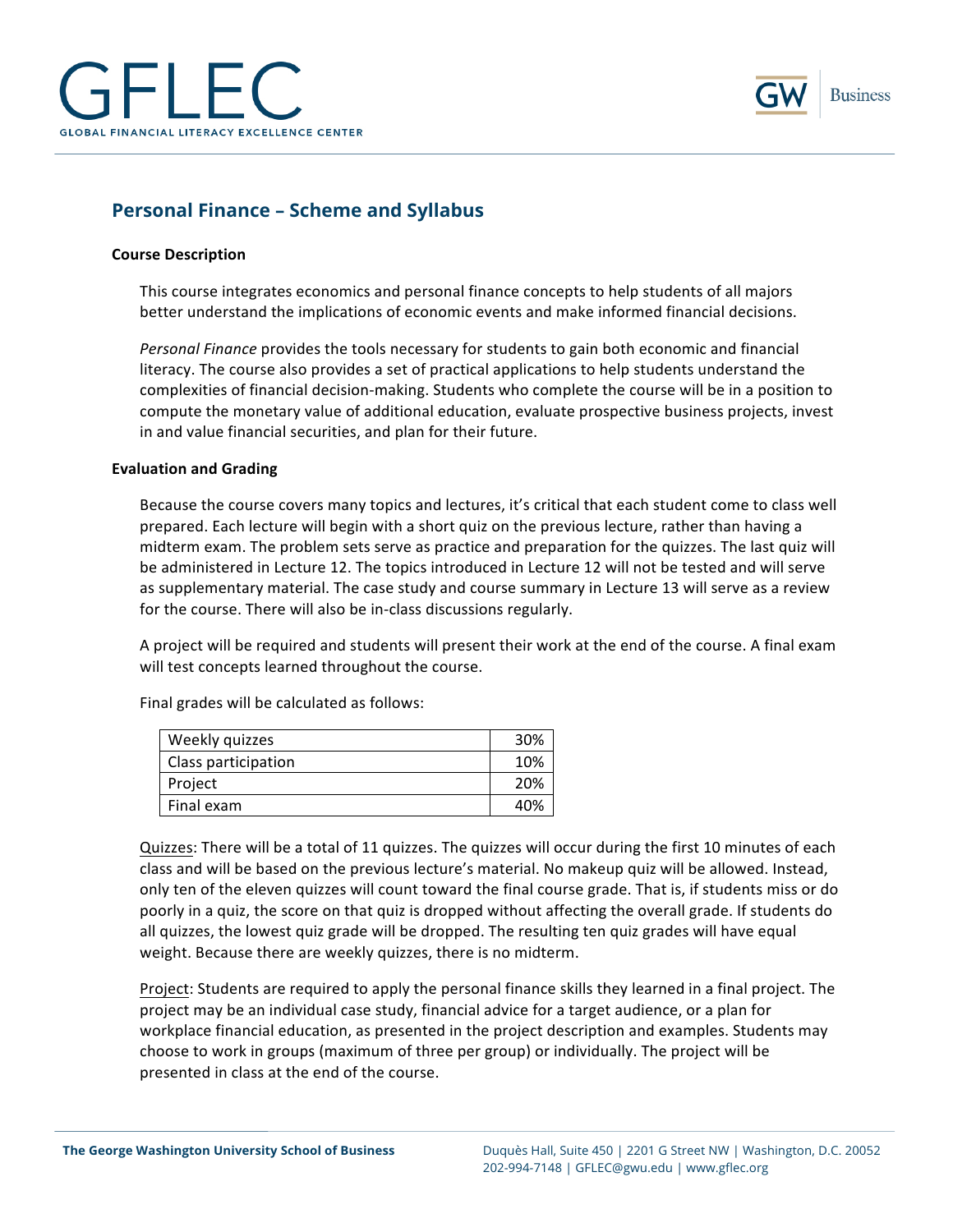## Personal Finance – Scheme and Syllabus

### Course Description

This course integrates economics and personal finance concepts to help students of all majors better understand the implications of economic events and make informed financial decisions.

*Personal Finance* provides the tools necessary for students to gain both economic and financial literacy. The course also provides a set of practical applications to help students understand the complexities of financial decision-making. Students who complete the course will be in a position to compute the monetary value of additional education, evaluate prospective business projects, invest in and value financial securities, and plan for their future.

### Evaluation and Grading

Because the course covers many topics and lectures, it's critical that each student come to class well prepared. Each lecture will begin with a short quiz on the previous lecture, rather than having a midterm exam. The problem sets serve as practice and preparation for the quizzes. The last quiz will be administered in Lecture 12. The topics introduced in Lecture 12 will not be tested and will serve as supplementary material. The case study and course summary in Lecture 13 will serve as a review for the course. There will also be in-class discussions regularly.

A project will be required and students will present their work at the end of the course. A final exam will test concepts learned throughout the course.

Final grades will be calculated as follows:

| Component | Weight |
|---|---|
| Weekly quizzes | 30% |
| Class participation | 10% |
| Project | 20% |
| Final exam | 40% |

Quizzes: There will be a total of 11 quizzes. The quizzes will occur during the first 10 minutes of each class and will be based on the previous lecture's material. No makeup quiz will be allowed. Instead, only ten of the eleven quizzes will count toward the final course grade. That is, if students miss or do poorly in a quiz, the score on that quiz is dropped without affecting the overall grade. If students do all quizzes, the lowest quiz grade will be dropped. The resulting ten quiz grades will have equal weight. Because there are weekly quizzes, there is no midterm.

Project: Students are required to apply the personal finance skills they learned in a final project. The project may be an individual case study, financial advice for a target audience, or a plan for workplace financial education, as presented in the project description and examples. Students may choose to work in groups (maximum of three per group) or individually. The project will be presented in class at the end of the course.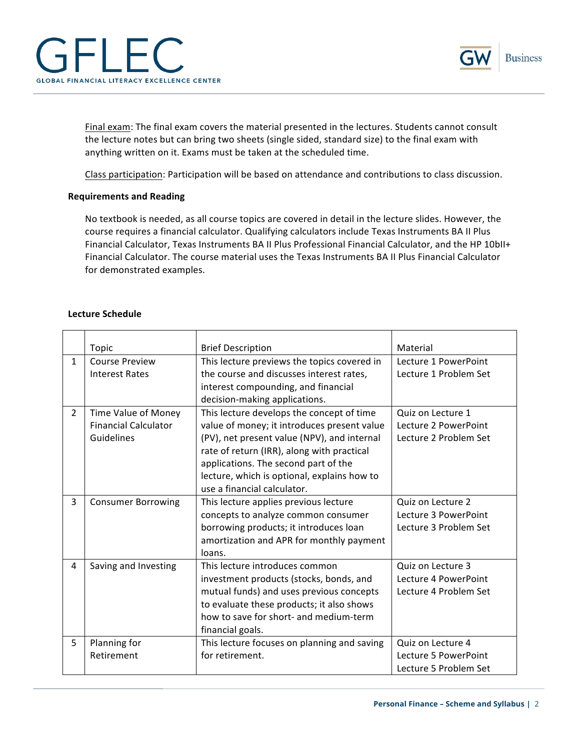Final exam: The final exam covers the material presented in the lectures. Students cannot consult the lecture notes but can bring two sheets (single sided, standard size) to the final exam with anything written on it. Exams must be taken at the scheduled time.

Class participation: Participation will be based on attendance and contributions to class discussion.

**Requirements and Reading**

No textbook is needed, as all course topics are covered in detail in the lecture slides. However, the course requires a financial calculator. Qualifying calculators include Texas Instruments BA II Plus Financial Calculator, Texas Instruments BA II Plus Professional Financial Calculator, and the HP 10bII+ Financial Calculator. The course material uses the Texas Instruments BA II Plus Financial Calculator for demonstrated examples.

**Lecture Schedule**

| | Topic | Brief Description | Material |
|---|---|---|---|
| 1 | Course Preview<br>Interest Rates | This lecture previews the topics covered in the course and discusses interest rates, interest compounding, and financial decision-making applications. | Lecture 1 PowerPoint<br>Lecture 1 Problem Set |
| 2 | Time Value of Money<br>Financial Calculator Guidelines | This lecture develops the concept of time value of money; it introduces present value (PV), net present value (NPV), and internal rate of return (IRR), along with practical applications. The second part of the lecture, which is optional, explains how to use a financial calculator. | Quiz on Lecture 1<br>Lecture 2 PowerPoint<br>Lecture 2 Problem Set |
| 3 | Consumer Borrowing | This lecture applies previous lecture concepts to analyze common consumer borrowing products; it introduces loan amortization and APR for monthly payment loans. | Quiz on Lecture 2<br>Lecture 3 PowerPoint<br>Lecture 3 Problem Set |
| 4 | Saving and Investing | This lecture introduces common investment products (stocks, bonds, and mutual funds) and uses previous concepts to evaluate these products; it also shows how to save for short- and medium-term financial goals. | Quiz on Lecture 3<br>Lecture 4 PowerPoint<br>Lecture 4 Problem Set |
| 5 | Planning for Retirement | This lecture focuses on planning and saving for retirement. | Quiz on Lecture 4<br>Lecture 5 PowerPoint<br>Lecture 5 Problem Set |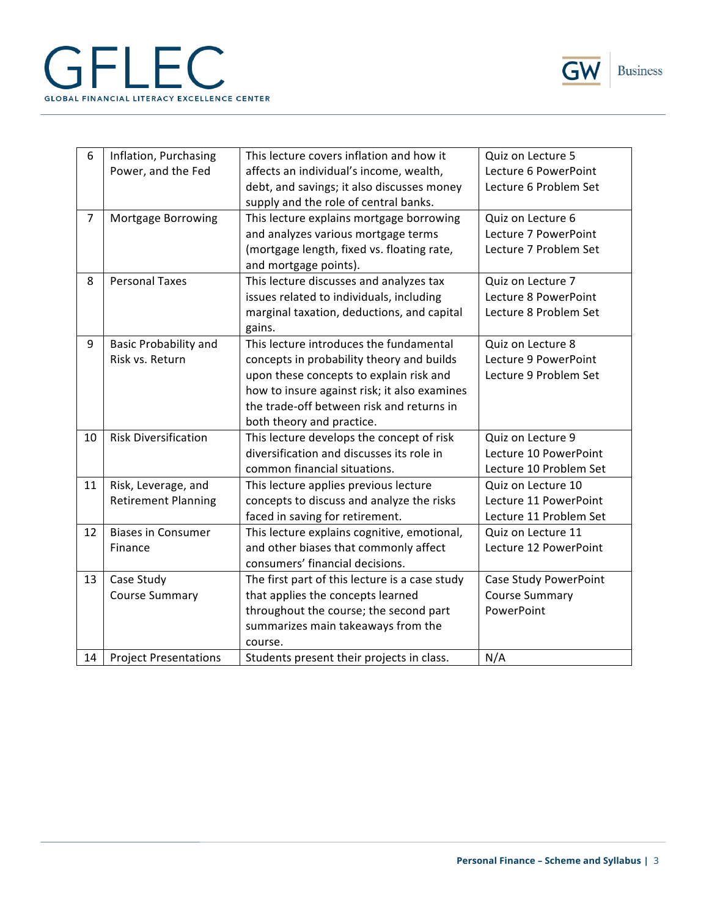| | | | |
|---|---|---|---|
| 6 | Inflation, Purchasing Power, and the Fed | This lecture covers inflation and how it affects an individual's income, wealth, debt, and savings; it also discusses money supply and the role of central banks. | Quiz on Lecture 5<br>Lecture 6 PowerPoint<br>Lecture 6 Problem Set |
| 7 | Mortgage Borrowing | This lecture explains mortgage borrowing and analyzes various mortgage terms (mortgage length, fixed vs. floating rate, and mortgage points). | Quiz on Lecture 6<br>Lecture 7 PowerPoint<br>Lecture 7 Problem Set |
| 8 | Personal Taxes | This lecture discusses and analyzes tax issues related to individuals, including marginal taxation, deductions, and capital gains. | Quiz on Lecture 7<br>Lecture 8 PowerPoint<br>Lecture 8 Problem Set |
| 9 | Basic Probability and Risk vs. Return | This lecture introduces the fundamental concepts in probability theory and builds upon these concepts to explain risk and how to insure against risk; it also examines the trade-off between risk and returns in both theory and practice. | Quiz on Lecture 8<br>Lecture 9 PowerPoint<br>Lecture 9 Problem Set |
| 10 | Risk Diversification | This lecture develops the concept of risk diversification and discusses its role in common financial situations. | Quiz on Lecture 9<br>Lecture 10 PowerPoint<br>Lecture 10 Problem Set |
| 11 | Risk, Leverage, and Retirement Planning | This lecture applies previous lecture concepts to discuss and analyze the risks faced in saving for retirement. | Quiz on Lecture 10<br>Lecture 11 PowerPoint<br>Lecture 11 Problem Set |
| 12 | Biases in Consumer Finance | This lecture explains cognitive, emotional, and other biases that commonly affect consumers' financial decisions. | Quiz on Lecture 11<br>Lecture 12 PowerPoint |
| 13 | Case Study<br>Course Summary | The first part of this lecture is a case study that applies the concepts learned throughout the course; the second part summarizes main takeaways from the course. | Case Study PowerPoint<br>Course Summary PowerPoint |
| 14 | Project Presentations | Students present their projects in class. | N/A |